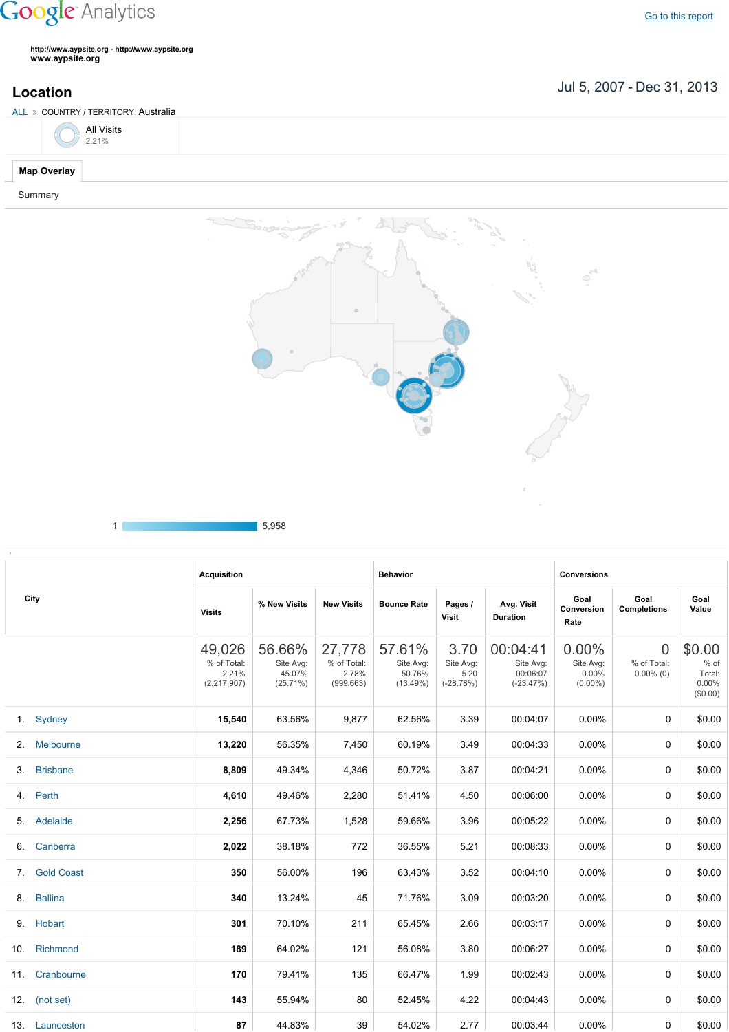Google Analytics

Go to this report

http://www.aypsite.org - http://www.aypsite.org
**www.aypsite.org**

## Location

Jul 5, 2007 - Dec 31, 2013

ALL » COUNTRY / TERRITORY: Australia

All Visits
2.21%

**Map Overlay**

Summary

1 5,958

| City | Acquisition | | | Behavior | | | Conversions | | |
|---|---|---|---|---|---|---|---|---|---|
| | Visits | % New Visits | New Visits | Bounce Rate | Pages / Visit | Avg. Visit Duration | Goal Conversion Rate | Goal Completions | Goal Value |
| | 49,026 % of Total: 2.21% (2,217,907) | 56.66% Site Avg: 45.07% (25.71%) | 27,778 % of Total: 2.78% (999,663) | 57.61% Site Avg: 50.76% (13.49%) | 3.70 Site Avg: 5.20 (-28.78%) | 00:04:41 Site Avg: 00:06:07 (-23.47%) | 0.00% Site Avg: 0.00% (0.00%) | 0 % of Total: 0.00% (0) | $0.00 % of Total: 0.00% ($0.00) |
| 1. Sydney | **15,540** | 63.56% | 9,877 | 62.56% | 3.39 | 00:04:07 | 0.00% | 0 | $0.00 |
| 2. Melbourne | **13,220** | 56.35% | 7,450 | 60.19% | 3.49 | 00:04:33 | 0.00% | 0 | $0.00 |
| 3. Brisbane | **8,809** | 49.34% | 4,346 | 50.72% | 3.87 | 00:04:21 | 0.00% | 0 | $0.00 |
| 4. Perth | **4,610** | 49.46% | 2,280 | 51.41% | 4.50 | 00:06:00 | 0.00% | 0 | $0.00 |
| 5. Adelaide | **2,256** | 67.73% | 1,528 | 59.66% | 3.96 | 00:05:22 | 0.00% | 0 | $0.00 |
| 6. Canberra | **2,022** | 38.18% | 772 | 36.55% | 5.21 | 00:08:33 | 0.00% | 0 | $0.00 |
| 7. Gold Coast | **350** | 56.00% | 196 | 63.43% | 3.52 | 00:04:10 | 0.00% | 0 | $0.00 |
| 8. Ballina | **340** | 13.24% | 45 | 71.76% | 3.09 | 00:03:20 | 0.00% | 0 | $0.00 |
| 9. Hobart | **301** | 70.10% | 211 | 65.45% | 2.66 | 00:03:17 | 0.00% | 0 | $0.00 |
| 10. Richmond | **189** | 64.02% | 121 | 56.08% | 3.80 | 00:06:27 | 0.00% | 0 | $0.00 |
| 11. Cranbourne | **170** | 79.41% | 135 | 66.47% | 1.99 | 00:02:43 | 0.00% | 0 | $0.00 |
| 12. (not set) | **143** | 55.94% | 80 | 52.45% | 4.22 | 00:04:43 | 0.00% | 0 | $0.00 |
| 13. Launceston | **87** | 44.83% | 39 | 54.02% | 2.77 | 00:03:44 | 0.00% | 0 | $0.00 |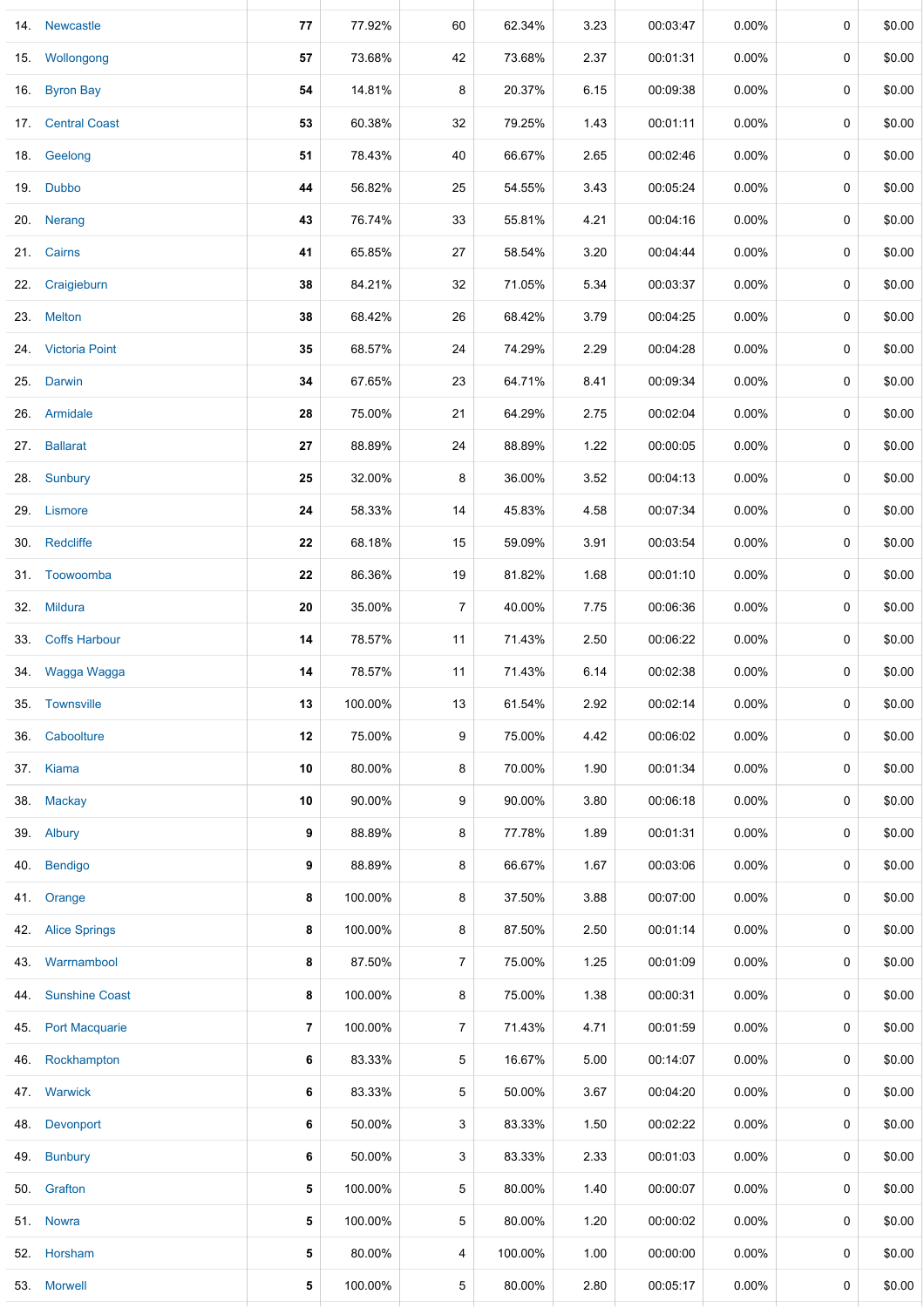| | | | | | | | | | |
|---|---|---|---|---|---|---|---|---|---|
| 14. | Newcastle | **77** | 77.92% | 60 | 62.34% | 3.23 | 00:03:47 | 0.00% | 0 | $0.00 |
| 15. | Wollongong | **57** | 73.68% | 42 | 73.68% | 2.37 | 00:01:31 | 0.00% | 0 | $0.00 |
| 16. | Byron Bay | **54** | 14.81% | 8 | 20.37% | 6.15 | 00:09:38 | 0.00% | 0 | $0.00 |
| 17. | Central Coast | **53** | 60.38% | 32 | 79.25% | 1.43 | 00:01:11 | 0.00% | 0 | $0.00 |
| 18. | Geelong | **51** | 78.43% | 40 | 66.67% | 2.65 | 00:02:46 | 0.00% | 0 | $0.00 |
| 19. | Dubbo | **44** | 56.82% | 25 | 54.55% | 3.43 | 00:05:24 | 0.00% | 0 | $0.00 |
| 20. | Nerang | **43** | 76.74% | 33 | 55.81% | 4.21 | 00:04:16 | 0.00% | 0 | $0.00 |
| 21. | Cairns | **41** | 65.85% | 27 | 58.54% | 3.20 | 00:04:44 | 0.00% | 0 | $0.00 |
| 22. | Craigieburn | **38** | 84.21% | 32 | 71.05% | 5.34 | 00:03:37 | 0.00% | 0 | $0.00 |
| 23. | Melton | **38** | 68.42% | 26 | 68.42% | 3.79 | 00:04:25 | 0.00% | 0 | $0.00 |
| 24. | Victoria Point | **35** | 68.57% | 24 | 74.29% | 2.29 | 00:04:28 | 0.00% | 0 | $0.00 |
| 25. | Darwin | **34** | 67.65% | 23 | 64.71% | 8.41 | 00:09:34 | 0.00% | 0 | $0.00 |
| 26. | Armidale | **28** | 75.00% | 21 | 64.29% | 2.75 | 00:02:04 | 0.00% | 0 | $0.00 |
| 27. | Ballarat | **27** | 88.89% | 24 | 88.89% | 1.22 | 00:00:05 | 0.00% | 0 | $0.00 |
| 28. | Sunbury | **25** | 32.00% | 8 | 36.00% | 3.52 | 00:04:13 | 0.00% | 0 | $0.00 |
| 29. | Lismore | **24** | 58.33% | 14 | 45.83% | 4.58 | 00:07:34 | 0.00% | 0 | $0.00 |
| 30. | Redcliffe | **22** | 68.18% | 15 | 59.09% | 3.91 | 00:03:54 | 0.00% | 0 | $0.00 |
| 31. | Toowoomba | **22** | 86.36% | 19 | 81.82% | 1.68 | 00:01:10 | 0.00% | 0 | $0.00 |
| 32. | Mildura | **20** | 35.00% | 7 | 40.00% | 7.75 | 00:06:36 | 0.00% | 0 | $0.00 |
| 33. | Coffs Harbour | **14** | 78.57% | 11 | 71.43% | 2.50 | 00:06:22 | 0.00% | 0 | $0.00 |
| 34. | Wagga Wagga | **14** | 78.57% | 11 | 71.43% | 6.14 | 00:02:38 | 0.00% | 0 | $0.00 |
| 35. | Townsville | **13** | 100.00% | 13 | 61.54% | 2.92 | 00:02:14 | 0.00% | 0 | $0.00 |
| 36. | Caboolture | **12** | 75.00% | 9 | 75.00% | 4.42 | 00:06:02 | 0.00% | 0 | $0.00 |
| 37. | Kiama | **10** | 80.00% | 8 | 70.00% | 1.90 | 00:01:34 | 0.00% | 0 | $0.00 |
| 38. | Mackay | **10** | 90.00% | 9 | 90.00% | 3.80 | 00:06:18 | 0.00% | 0 | $0.00 |
| 39. | Albury | **9** | 88.89% | 8 | 77.78% | 1.89 | 00:01:31 | 0.00% | 0 | $0.00 |
| 40. | Bendigo | **9** | 88.89% | 8 | 66.67% | 1.67 | 00:03:06 | 0.00% | 0 | $0.00 |
| 41. | Orange | **8** | 100.00% | 8 | 37.50% | 3.88 | 00:07:00 | 0.00% | 0 | $0.00 |
| 42. | Alice Springs | **8** | 100.00% | 8 | 87.50% | 2.50 | 00:01:14 | 0.00% | 0 | $0.00 |
| 43. | Warrnambool | **8** | 87.50% | 7 | 75.00% | 1.25 | 00:01:09 | 0.00% | 0 | $0.00 |
| 44. | Sunshine Coast | **8** | 100.00% | 8 | 75.00% | 1.38 | 00:00:31 | 0.00% | 0 | $0.00 |
| 45. | Port Macquarie | **7** | 100.00% | 7 | 71.43% | 4.71 | 00:01:59 | 0.00% | 0 | $0.00 |
| 46. | Rockhampton | **6** | 83.33% | 5 | 16.67% | 5.00 | 00:14:07 | 0.00% | 0 | $0.00 |
| 47. | Warwick | **6** | 83.33% | 5 | 50.00% | 3.67 | 00:04:20 | 0.00% | 0 | $0.00 |
| 48. | Devonport | **6** | 50.00% | 3 | 83.33% | 1.50 | 00:02:22 | 0.00% | 0 | $0.00 |
| 49. | Bunbury | **6** | 50.00% | 3 | 83.33% | 2.33 | 00:01:03 | 0.00% | 0 | $0.00 |
| 50. | Grafton | **5** | 100.00% | 5 | 80.00% | 1.40 | 00:00:07 | 0.00% | 0 | $0.00 |
| 51. | Nowra | **5** | 100.00% | 5 | 80.00% | 1.20 | 00:00:02 | 0.00% | 0 | $0.00 |
| 52. | Horsham | **5** | 80.00% | 4 | 100.00% | 1.00 | 00:00:00 | 0.00% | 0 | $0.00 |
| 53. | Morwell | **5** | 100.00% | 5 | 80.00% | 2.80 | 00:05:17 | 0.00% | 0 | $0.00 |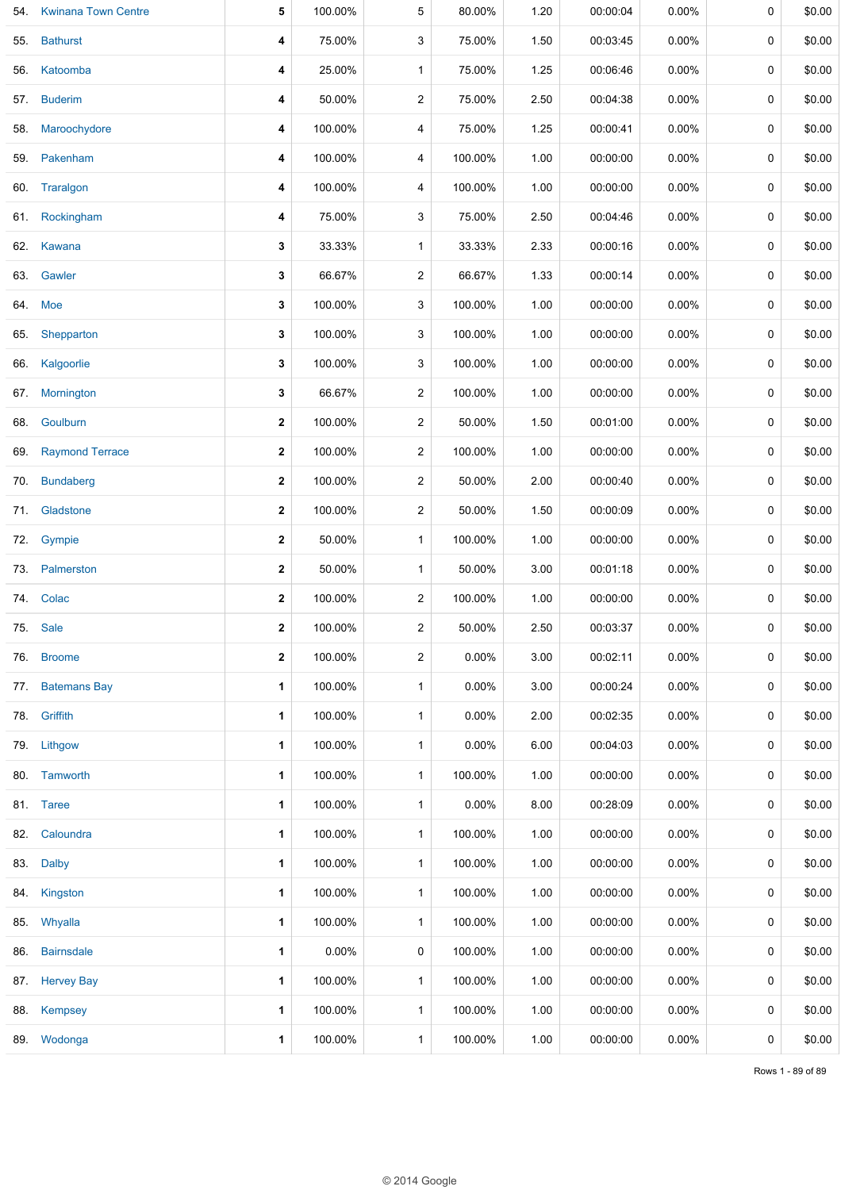| | | | | | | | | | | |
|---|---|---|---|---|---|---|---|---|---|---|
| 54. | Kwinana Town Centre | 5 | 100.00% | 5 | 80.00% | 1.20 | 00:00:04 | 0.00% | 0 | $0.00 |
| 55. | Bathurst | 4 | 75.00% | 3 | 75.00% | 1.50 | 00:03:45 | 0.00% | 0 | $0.00 |
| 56. | Katoomba | 4 | 25.00% | 1 | 75.00% | 1.25 | 00:06:46 | 0.00% | 0 | $0.00 |
| 57. | Buderim | 4 | 50.00% | 2 | 75.00% | 2.50 | 00:04:38 | 0.00% | 0 | $0.00 |
| 58. | Maroochydore | 4 | 100.00% | 4 | 75.00% | 1.25 | 00:00:41 | 0.00% | 0 | $0.00 |
| 59. | Pakenham | 4 | 100.00% | 4 | 100.00% | 1.00 | 00:00:00 | 0.00% | 0 | $0.00 |
| 60. | Traralgon | 4 | 100.00% | 4 | 100.00% | 1.00 | 00:00:00 | 0.00% | 0 | $0.00 |
| 61. | Rockingham | 4 | 75.00% | 3 | 75.00% | 2.50 | 00:04:46 | 0.00% | 0 | $0.00 |
| 62. | Kawana | 3 | 33.33% | 1 | 33.33% | 2.33 | 00:00:16 | 0.00% | 0 | $0.00 |
| 63. | Gawler | 3 | 66.67% | 2 | 66.67% | 1.33 | 00:00:14 | 0.00% | 0 | $0.00 |
| 64. | Moe | 3 | 100.00% | 3 | 100.00% | 1.00 | 00:00:00 | 0.00% | 0 | $0.00 |
| 65. | Shepparton | 3 | 100.00% | 3 | 100.00% | 1.00 | 00:00:00 | 0.00% | 0 | $0.00 |
| 66. | Kalgoorlie | 3 | 100.00% | 3 | 100.00% | 1.00 | 00:00:00 | 0.00% | 0 | $0.00 |
| 67. | Mornington | 3 | 66.67% | 2 | 100.00% | 1.00 | 00:00:00 | 0.00% | 0 | $0.00 |
| 68. | Goulburn | 2 | 100.00% | 2 | 50.00% | 1.50 | 00:01:00 | 0.00% | 0 | $0.00 |
| 69. | Raymond Terrace | 2 | 100.00% | 2 | 100.00% | 1.00 | 00:00:00 | 0.00% | 0 | $0.00 |
| 70. | Bundaberg | 2 | 100.00% | 2 | 50.00% | 2.00 | 00:00:40 | 0.00% | 0 | $0.00 |
| 71. | Gladstone | 2 | 100.00% | 2 | 50.00% | 1.50 | 00:00:09 | 0.00% | 0 | $0.00 |
| 72. | Gympie | 2 | 50.00% | 1 | 100.00% | 1.00 | 00:00:00 | 0.00% | 0 | $0.00 |
| 73. | Palmerston | 2 | 50.00% | 1 | 50.00% | 3.00 | 00:01:18 | 0.00% | 0 | $0.00 |
| 74. | Colac | 2 | 100.00% | 2 | 100.00% | 1.00 | 00:00:00 | 0.00% | 0 | $0.00 |
| 75. | Sale | 2 | 100.00% | 2 | 50.00% | 2.50 | 00:03:37 | 0.00% | 0 | $0.00 |
| 76. | Broome | 2 | 100.00% | 2 | 0.00% | 3.00 | 00:02:11 | 0.00% | 0 | $0.00 |
| 77. | Batemans Bay | 1 | 100.00% | 1 | 0.00% | 3.00 | 00:00:24 | 0.00% | 0 | $0.00 |
| 78. | Griffith | 1 | 100.00% | 1 | 0.00% | 2.00 | 00:02:35 | 0.00% | 0 | $0.00 |
| 79. | Lithgow | 1 | 100.00% | 1 | 0.00% | 6.00 | 00:04:03 | 0.00% | 0 | $0.00 |
| 80. | Tamworth | 1 | 100.00% | 1 | 100.00% | 1.00 | 00:00:00 | 0.00% | 0 | $0.00 |
| 81. | Taree | 1 | 100.00% | 1 | 0.00% | 8.00 | 00:28:09 | 0.00% | 0 | $0.00 |
| 82. | Caloundra | 1 | 100.00% | 1 | 100.00% | 1.00 | 00:00:00 | 0.00% | 0 | $0.00 |
| 83. | Dalby | 1 | 100.00% | 1 | 100.00% | 1.00 | 00:00:00 | 0.00% | 0 | $0.00 |
| 84. | Kingston | 1 | 100.00% | 1 | 100.00% | 1.00 | 00:00:00 | 0.00% | 0 | $0.00 |
| 85. | Whyalla | 1 | 100.00% | 1 | 100.00% | 1.00 | 00:00:00 | 0.00% | 0 | $0.00 |
| 86. | Bairnsdale | 1 | 0.00% | 0 | 100.00% | 1.00 | 00:00:00 | 0.00% | 0 | $0.00 |
| 87. | Hervey Bay | 1 | 100.00% | 1 | 100.00% | 1.00 | 00:00:00 | 0.00% | 0 | $0.00 |
| 88. | Kempsey | 1 | 100.00% | 1 | 100.00% | 1.00 | 00:00:00 | 0.00% | 0 | $0.00 |
| 89. | Wodonga | 1 | 100.00% | 1 | 100.00% | 1.00 | 00:00:00 | 0.00% | 0 | $0.00 |

Rows 1 - 89 of 89

© 2014 Google